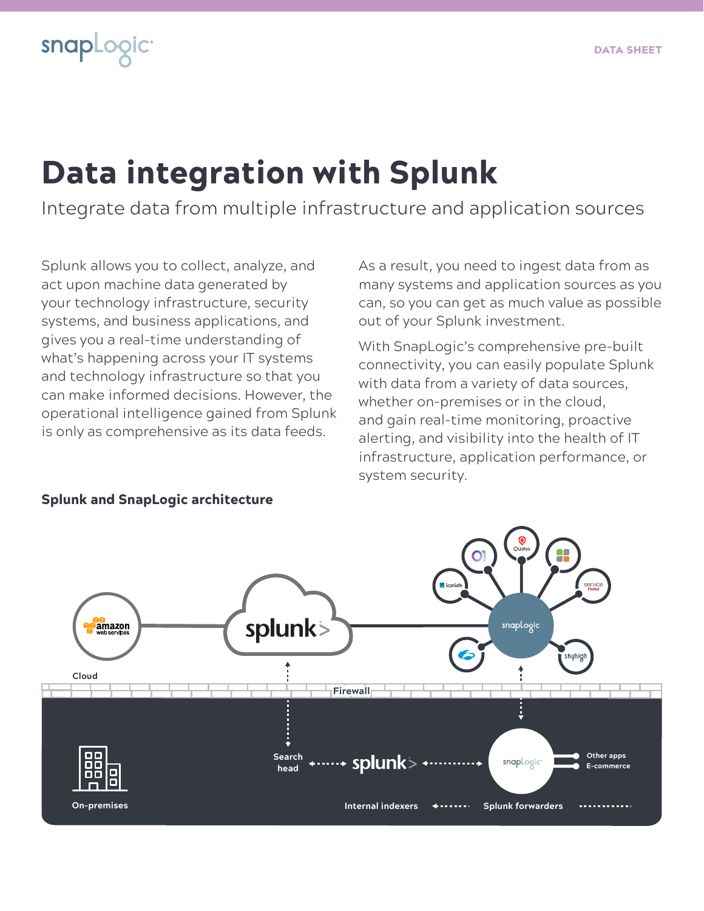# Data integration with Splunk

Integrate data from multiple infrastructure and application sources

Splunk allows you to collect, analyze, and act upon machine data generated by your technology infrastructure, security systems, and business applications, and gives you a real-time understanding of what's happening across your IT systems and technology infrastructure so that you can make informed decisions. However, the operational intelligence gained from Splunk is only as comprehensive as its data feeds.

As a result, you need to ingest data from as many systems and application sources as you can, so you can get as much value as possible out of your Splunk investment.

With SnapLogic's comprehensive pre-built connectivity, you can easily populate Splunk with data from a variety of data sources, whether on-premises or in the cloud, and gain real-time monitoring, proactive alerting, and visibility into the health of IT infrastructure, application performance, or system security.

### Splunk and SnapLogic architecture

Cloud

Firewall

On-premises

Search head

Internal indexers

Splunk forwarders

Other apps

E-commerce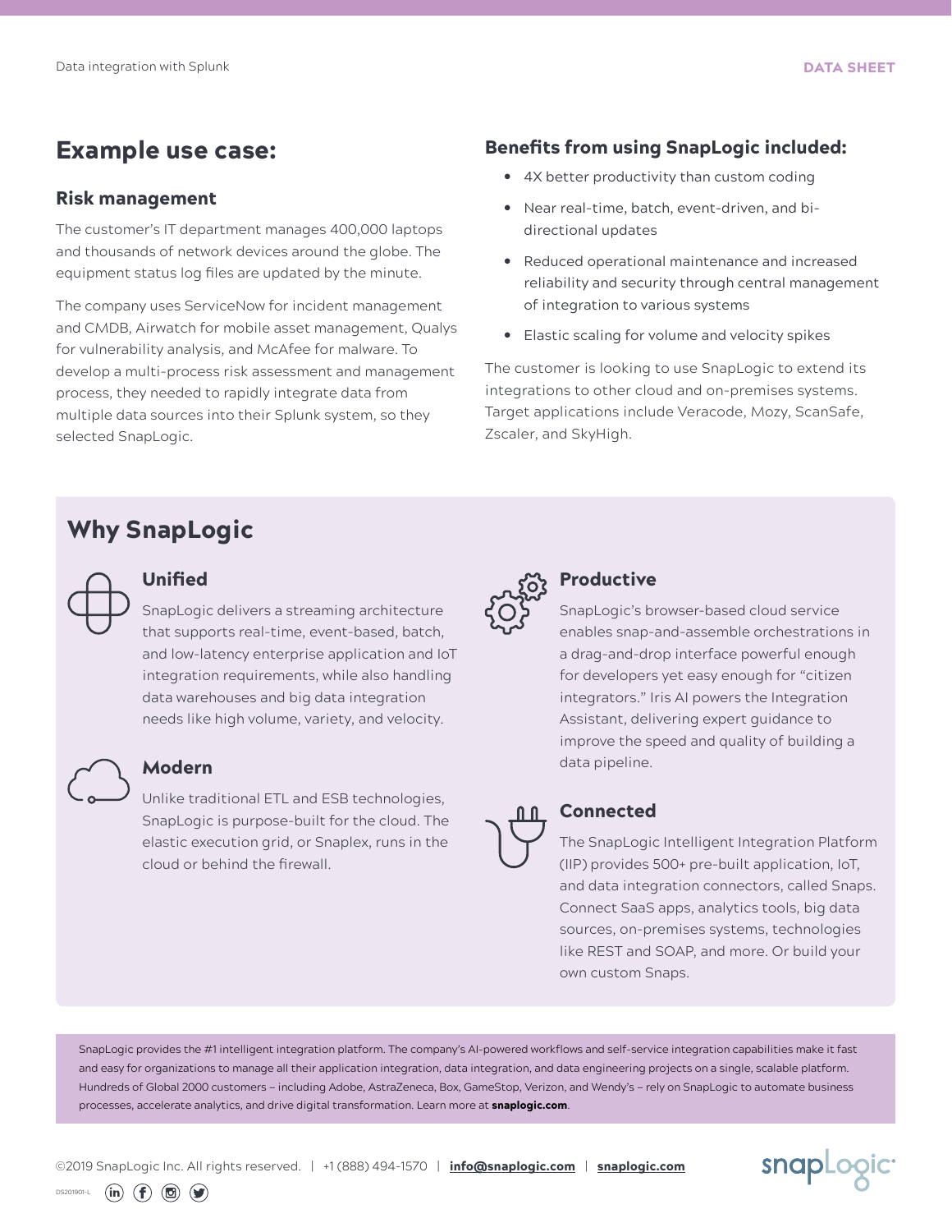## Example use case:

### Risk management

The customer's IT department manages 400,000 laptops and thousands of network devices around the globe. The equipment status log files are updated by the minute.

The company uses ServiceNow for incident management and CMDB, Airwatch for mobile asset management, Qualys for vulnerability analysis, and McAfee for malware. To develop a multi-process risk assessment and management process, they needed to rapidly integrate data from multiple data sources into their Splunk system, so they selected SnapLogic.

### Benefits from using SnapLogic included:

- 4X better productivity than custom coding
- Near real-time, batch, event-driven, and bi-directional updates
- Reduced operational maintenance and increased reliability and security through central management of integration to various systems
- Elastic scaling for volume and velocity spikes

The customer is looking to use SnapLogic to extend its integrations to other cloud and on-premises systems. Target applications include Veracode, Mozy, ScanSafe, Zscaler, and SkyHigh.

## Why SnapLogic

### Unified

SnapLogic delivers a streaming architecture that supports real-time, event-based, batch, and low-latency enterprise application and IoT integration requirements, while also handling data warehouses and big data integration needs like high volume, variety, and velocity.

### Modern

Unlike traditional ETL and ESB technologies, SnapLogic is purpose-built for the cloud. The elastic execution grid, or Snaplex, runs in the cloud or behind the firewall.

### Productive

SnapLogic's browser-based cloud service enables snap-and-assemble orchestrations in a drag-and-drop interface powerful enough for developers yet easy enough for "citizen integrators." Iris AI powers the Integration Assistant, delivering expert guidance to improve the speed and quality of building a data pipeline.

### Connected

The SnapLogic Intelligent Integration Platform (IIP) provides 500+ pre-built application, IoT, and data integration connectors, called Snaps. Connect SaaS apps, analytics tools, big data sources, on-premises systems, technologies like REST and SOAP, and more. Or build your own custom Snaps.

SnapLogic provides the #1 intelligent integration platform. The company's AI-powered workflows and self-service integration capabilities make it fast and easy for organizations to manage all their application integration, data integration, and data engineering projects on a single, scalable platform. Hundreds of Global 2000 customers – including Adobe, AstraZeneca, Box, GameStop, Verizon, and Wendy's – rely on SnapLogic to automate business processes, accelerate analytics, and drive digital transformation. Learn more at **snaplogic.com**.

©2019 SnapLogic Inc. All rights reserved. | +1 (888) 494-1570 | **info@snaplogic.com** | **snaplogic.com**

DS201901-L